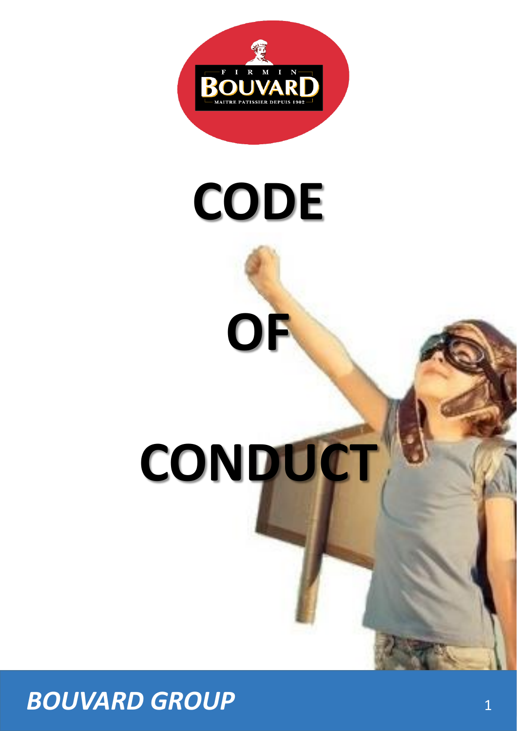# CODE

# OF

# CONDUCT

***BOUVARD GROUP***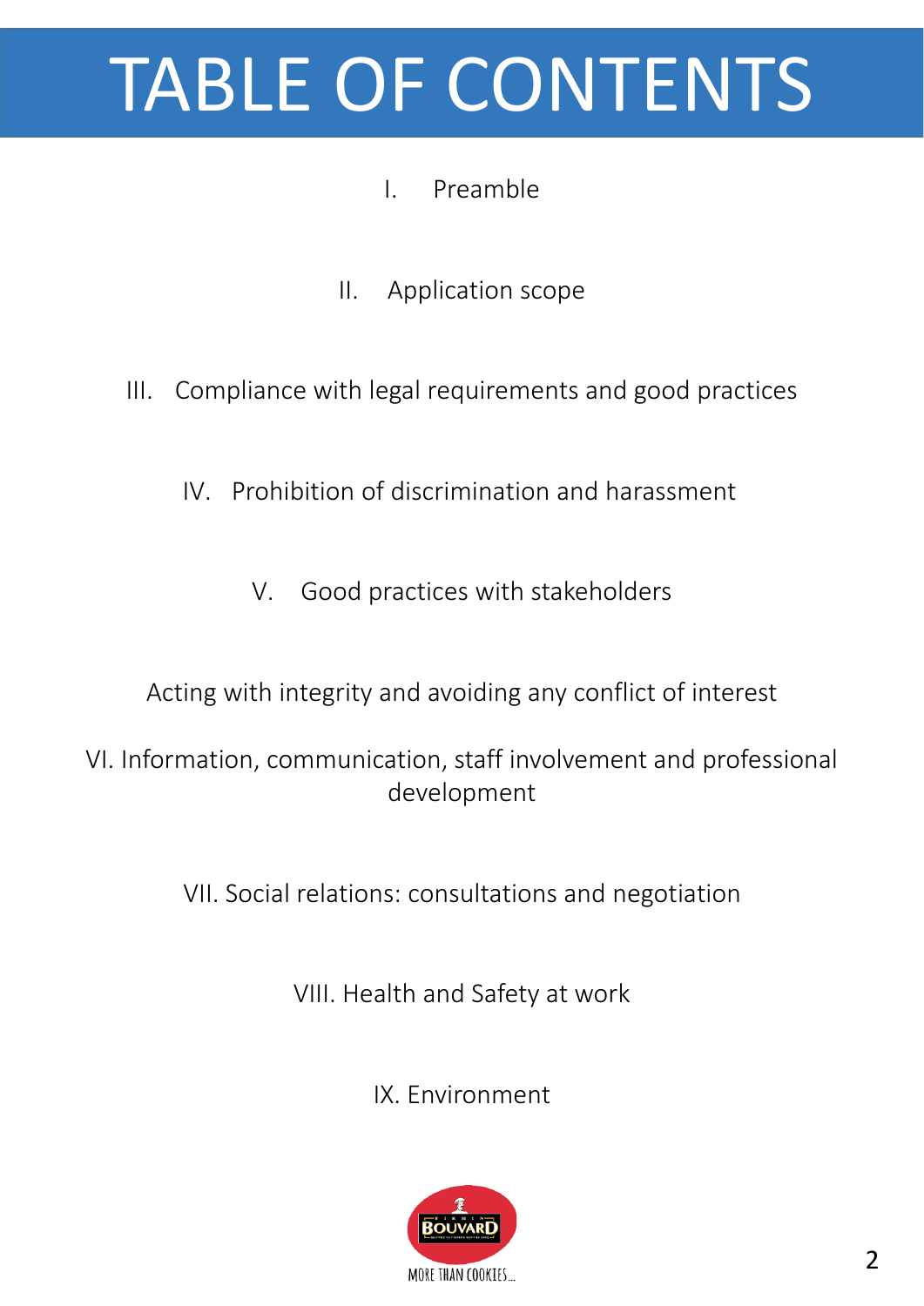# TABLE OF CONTENTS

I. Preamble

II. Application scope

III. Compliance with legal requirements and good practices

IV. Prohibition of discrimination and harassment

V. Good practices with stakeholders

Acting with integrity and avoiding any conflict of interest

VI. Information, communication, staff involvement and professional development

VII. Social relations: consultations and negotiation

VIII. Health and Safety at work

IX. Environment

MORE THAN COOKIES...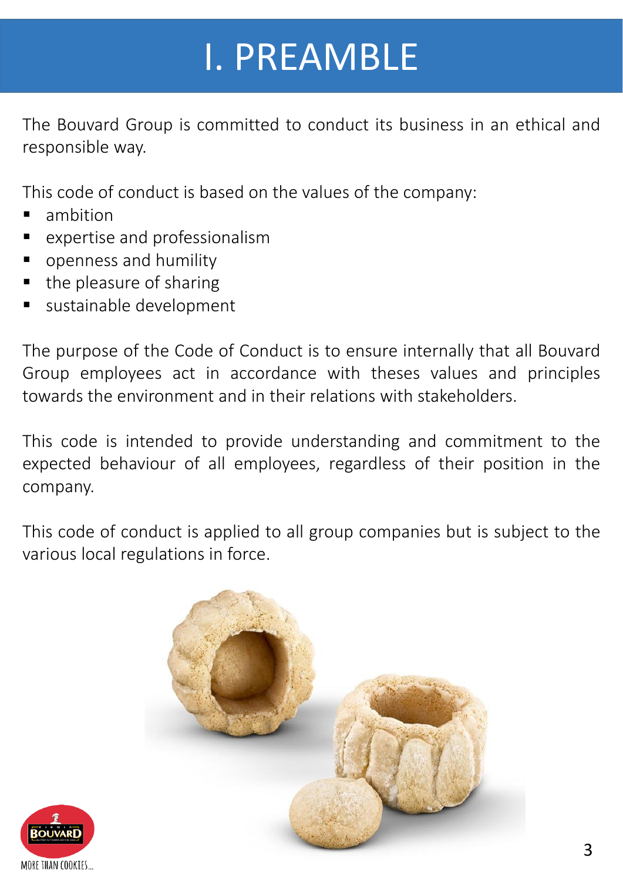# I. PREAMBLE

The Bouvard Group is committed to conduct its business in an ethical and responsible way.

This code of conduct is based on the values of the company:

- ambition
- expertise and professionalism
- openness and humility
- the pleasure of sharing
- sustainable development

The purpose of the Code of Conduct is to ensure internally that all Bouvard Group employees act in accordance with theses values and principles towards the environment and in their relations with stakeholders.

This code is intended to provide understanding and commitment to the expected behaviour of all employees, regardless of their position in the company.

This code of conduct is applied to all group companies but is subject to the various local regulations in force.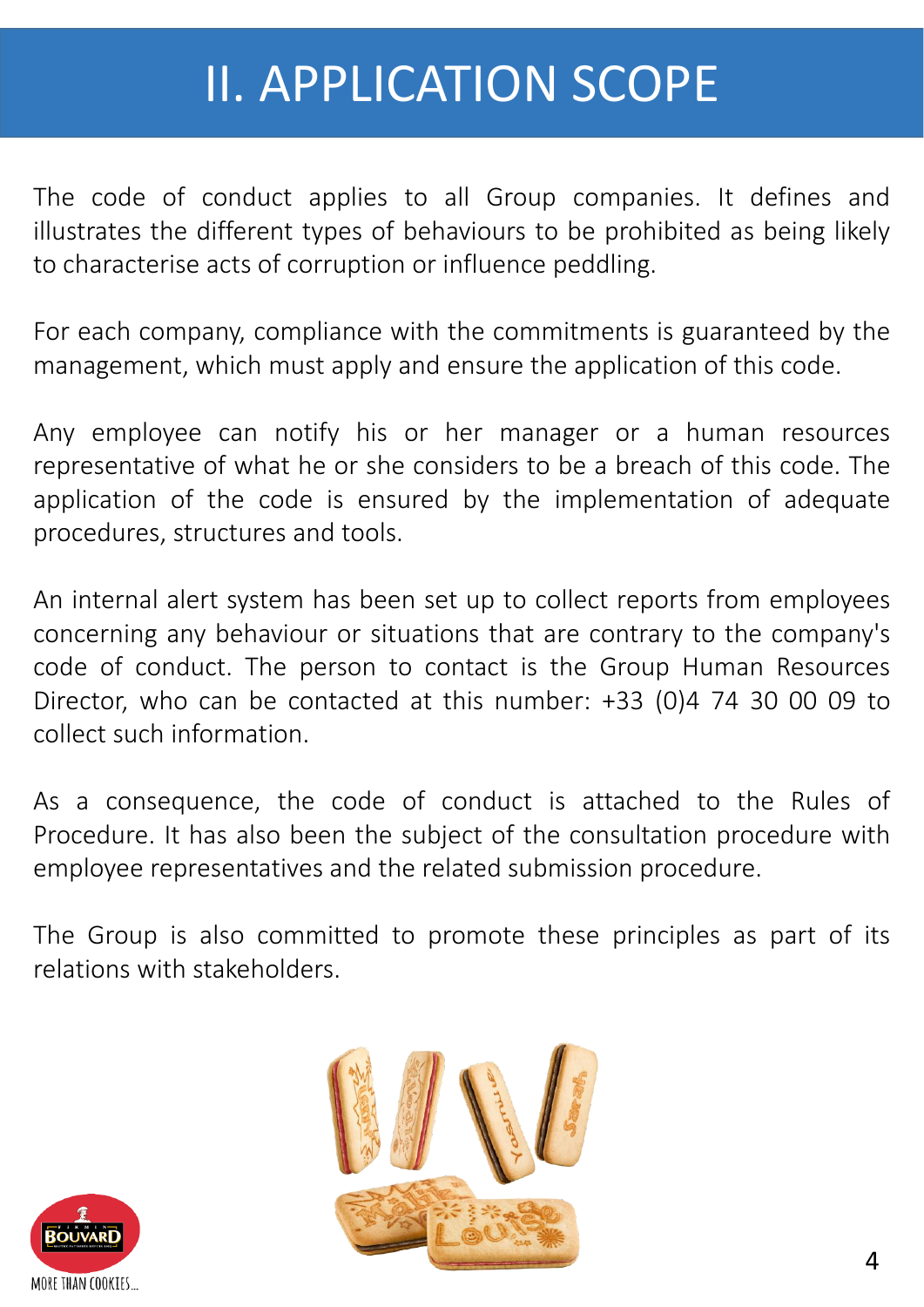# II. APPLICATION SCOPE

The code of conduct applies to all Group companies. It defines and illustrates the different types of behaviours to be prohibited as being likely to characterise acts of corruption or influence peddling.

For each company, compliance with the commitments is guaranteed by the management, which must apply and ensure the application of this code.

Any employee can notify his or her manager or a human resources representative of what he or she considers to be a breach of this code. The application of the code is ensured by the implementation of adequate procedures, structures and tools.

An internal alert system has been set up to collect reports from employees concerning any behaviour or situations that are contrary to the company's code of conduct. The person to contact is the Group Human Resources Director, who can be contacted at this number: +33 (0)4 74 30 00 09 to collect such information.

As a consequence, the code of conduct is attached to the Rules of Procedure. It has also been the subject of the consultation procedure with employee representatives and the related submission procedure.

The Group is also committed to promote these principles as part of its relations with stakeholders.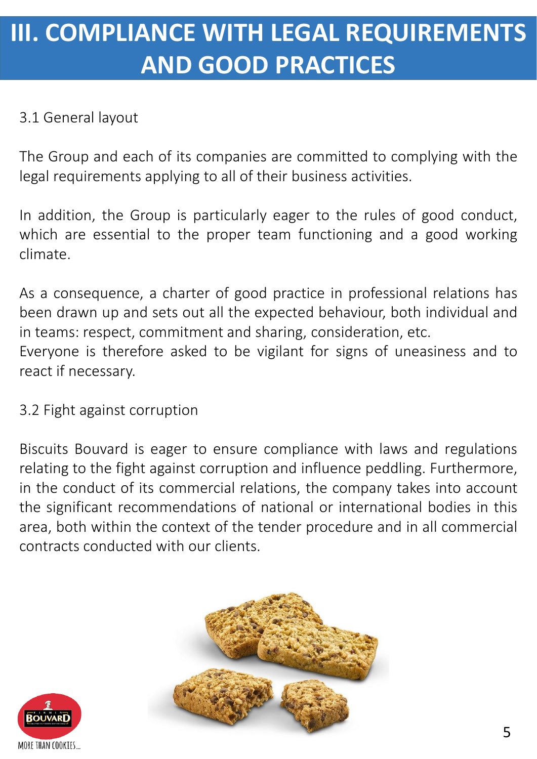# III. COMPLIANCE WITH LEGAL REQUIREMENTS AND GOOD PRACTICES

## 3.1 General layout

The Group and each of its companies are committed to complying with the legal requirements applying to all of their business activities.

In addition, the Group is particularly eager to the rules of good conduct, which are essential to the proper team functioning and a good working climate.

As a consequence, a charter of good practice in professional relations has been drawn up and sets out all the expected behaviour, both individual and in teams: respect, commitment and sharing, consideration, etc.
Everyone is therefore asked to be vigilant for signs of uneasiness and to react if necessary.

## 3.2 Fight against corruption

Biscuits Bouvard is eager to ensure compliance with laws and regulations relating to the fight against corruption and influence peddling. Furthermore, in the conduct of its commercial relations, the company takes into account the significant recommendations of national or international bodies in this area, both within the context of the tender procedure and in all commercial contracts conducted with our clients.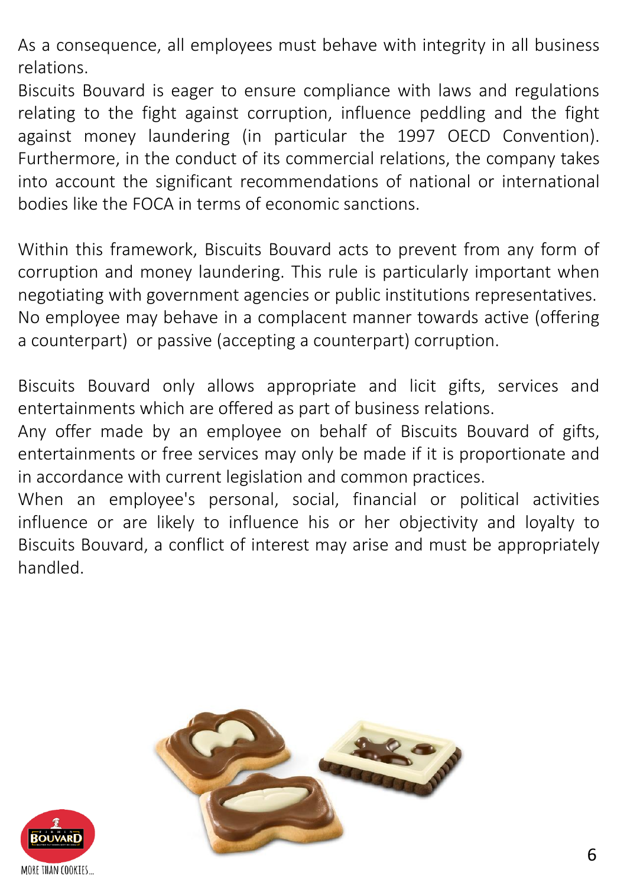As a consequence, all employees must behave with integrity in all business relations.

Biscuits Bouvard is eager to ensure compliance with laws and regulations relating to the fight against corruption, influence peddling and the fight against money laundering (in particular the 1997 OECD Convention). Furthermore, in the conduct of its commercial relations, the company takes into account the significant recommendations of national or international bodies like the FOCA in terms of economic sanctions.

Within this framework, Biscuits Bouvard acts to prevent from any form of corruption and money laundering. This rule is particularly important when negotiating with government agencies or public institutions representatives. No employee may behave in a complacent manner towards active (offering a counterpart) or passive (accepting a counterpart) corruption.

Biscuits Bouvard only allows appropriate and licit gifts, services and entertainments which are offered as part of business relations.

Any offer made by an employee on behalf of Biscuits Bouvard of gifts, entertainments or free services may only be made if it is proportionate and in accordance with current legislation and common practices.

When an employee's personal, social, financial or political activities influence or are likely to influence his or her objectivity and loyalty to Biscuits Bouvard, a conflict of interest may arise and must be appropriately handled.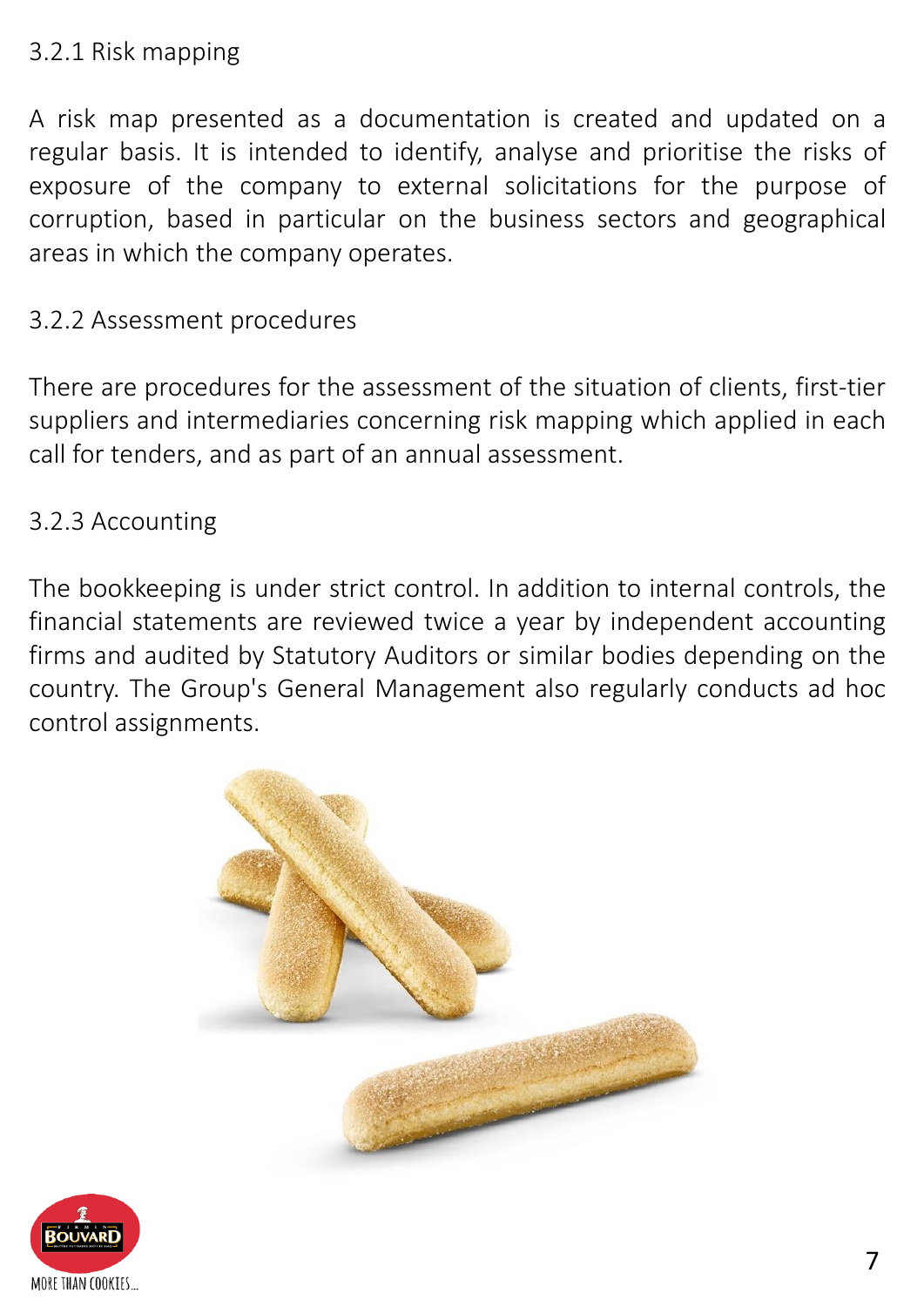### 3.2.1 Risk mapping

A risk map presented as a documentation is created and updated on a regular basis. It is intended to identify, analyse and prioritise the risks of exposure of the company to external solicitations for the purpose of corruption, based in particular on the business sectors and geographical areas in which the company operates.

### 3.2.2 Assessment procedures

There are procedures for the assessment of the situation of clients, first-tier suppliers and intermediaries concerning risk mapping which applied in each call for tenders, and as part of an annual assessment.

### 3.2.3 Accounting

The bookkeeping is under strict control. In addition to internal controls, the financial statements are reviewed twice a year by independent accounting firms and audited by Statutory Auditors or similar bodies depending on the country. The Group's General Management also regularly conducts ad hoc control assignments.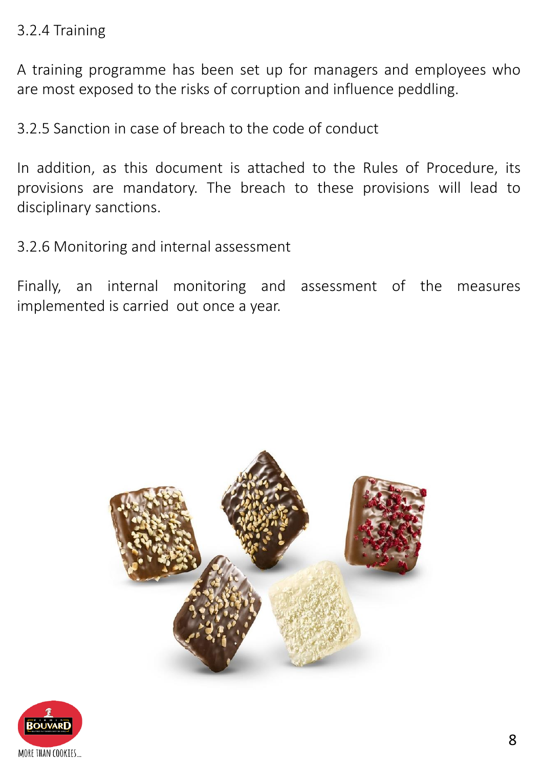### 3.2.4 Training

A training programme has been set up for managers and employees who are most exposed to the risks of corruption and influence peddling.

### 3.2.5 Sanction in case of breach to the code of conduct

In addition, as this document is attached to the Rules of Procedure, its provisions are mandatory. The breach to these provisions will lead to disciplinary sanctions.

### 3.2.6 Monitoring and internal assessment

Finally, an internal monitoring and assessment of the measures implemented is carried out once a year.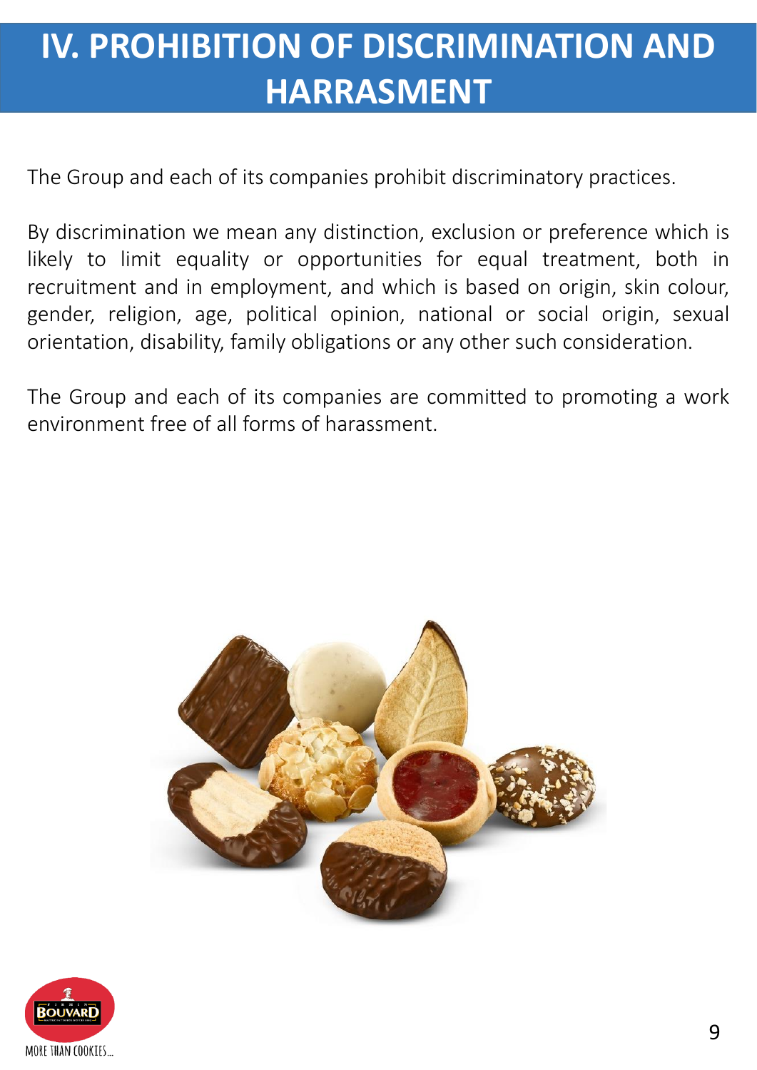# IV. PROHIBITION OF DISCRIMINATION AND HARRASMENT

The Group and each of its companies prohibit discriminatory practices.

By discrimination we mean any distinction, exclusion or preference which is likely to limit equality or opportunities for equal treatment, both in recruitment and in employment, and which is based on origin, skin colour, gender, religion, age, political opinion, national or social origin, sexual orientation, disability, family obligations or any other such consideration.

The Group and each of its companies are committed to promoting a work environment free of all forms of harassment.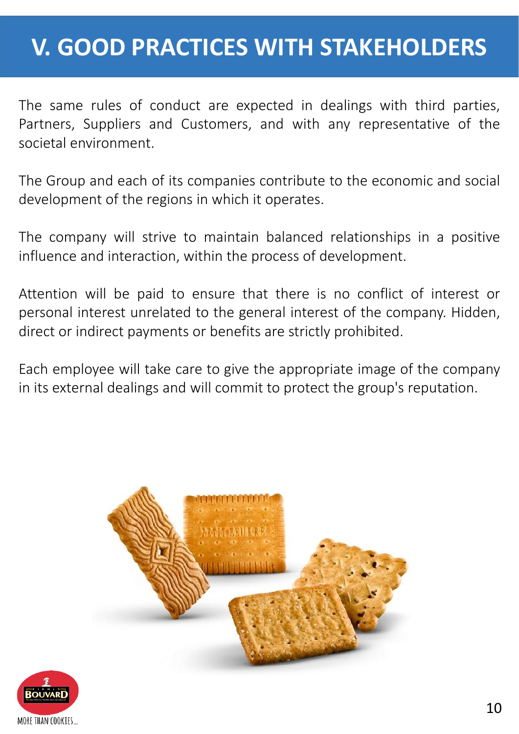# V. GOOD PRACTICES WITH STAKEHOLDERS

The same rules of conduct are expected in dealings with third parties, Partners, Suppliers and Customers, and with any representative of the societal environment.

The Group and each of its companies contribute to the economic and social development of the regions in which it operates.

The company will strive to maintain balanced relationships in a positive influence and interaction, within the process of development.

Attention will be paid to ensure that there is no conflict of interest or personal interest unrelated to the general interest of the company. Hidden, direct or indirect payments or benefits are strictly prohibited.

Each employee will take care to give the appropriate image of the company in its external dealings and will commit to protect the group's reputation.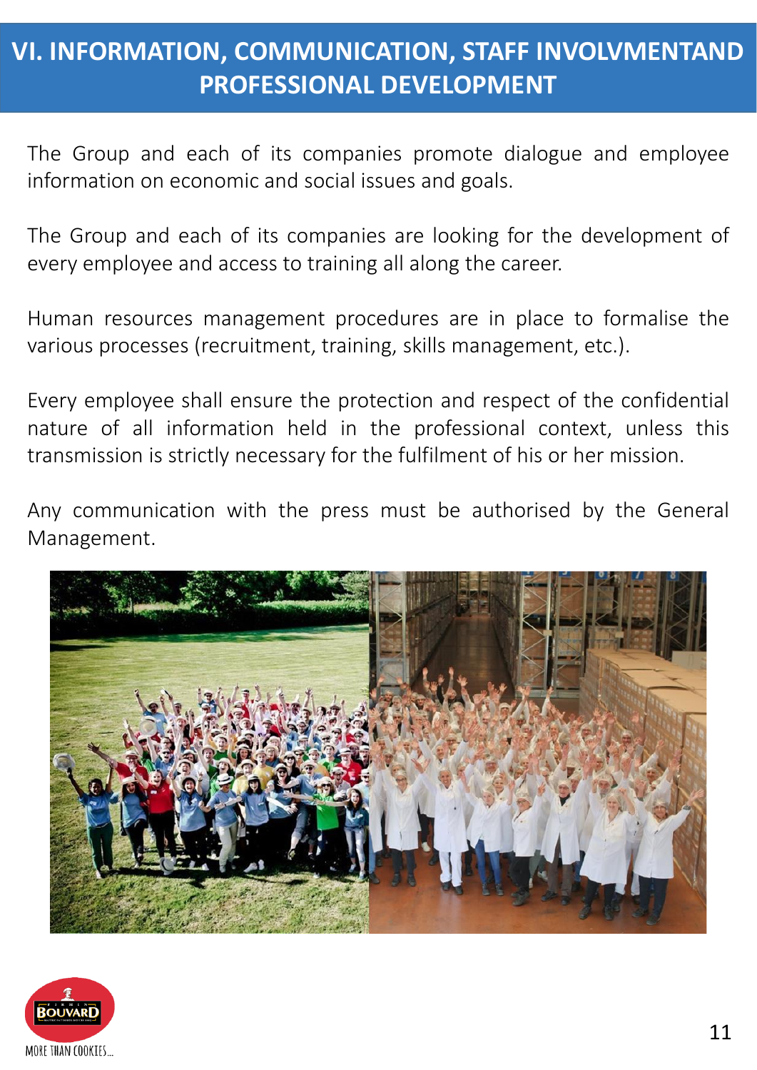# VI. INFORMATION, COMMUNICATION, STAFF INVOLVMENTAND PROFESSIONAL DEVELOPMENT

The Group and each of its companies promote dialogue and employee information on economic and social issues and goals.

The Group and each of its companies are looking for the development of every employee and access to training all along the career.

Human resources management procedures are in place to formalise the various processes (recruitment, training, skills management, etc.).

Every employee shall ensure the protection and respect of the confidential nature of all information held in the professional context, unless this transmission is strictly necessary for the fulfilment of his or her mission.

Any communication with the press must be authorised by the General Management.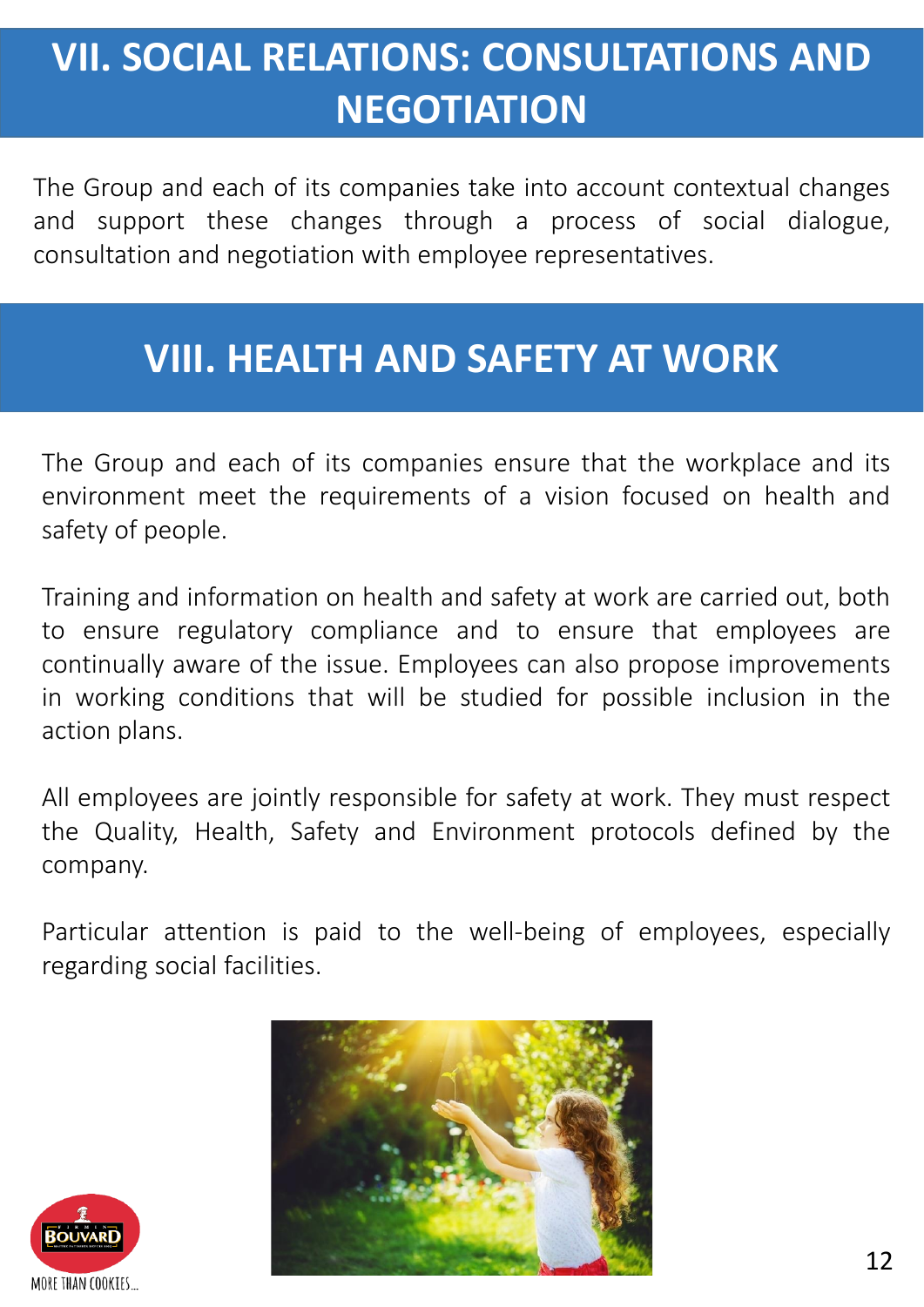# VII. SOCIAL RELATIONS: CONSULTATIONS AND NEGOTIATION

The Group and each of its companies take into account contextual changes and support these changes through a process of social dialogue, consultation and negotiation with employee representatives.

# VIII. HEALTH AND SAFETY AT WORK

The Group and each of its companies ensure that the workplace and its environment meet the requirements of a vision focused on health and safety of people.

Training and information on health and safety at work are carried out, both to ensure regulatory compliance and to ensure that employees are continually aware of the issue. Employees can also propose improvements in working conditions that will be studied for possible inclusion in the action plans.

All employees are jointly responsible for safety at work. They must respect the Quality, Health, Safety and Environment protocols defined by the company.

Particular attention is paid to the well-being of employees, especially regarding social facilities.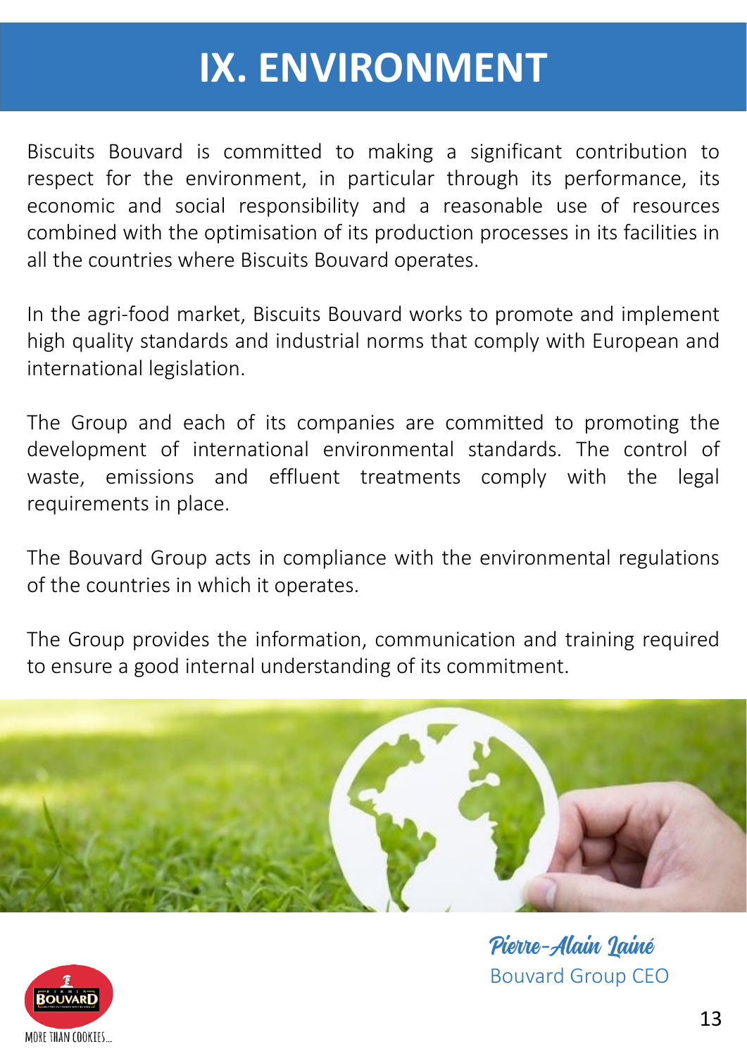# IX. ENVIRONMENT

Biscuits Bouvard is committed to making a significant contribution to respect for the environment, in particular through its performance, its economic and social responsibility and a reasonable use of resources combined with the optimisation of its production processes in its facilities in all the countries where Biscuits Bouvard operates.

In the agri-food market, Biscuits Bouvard works to promote and implement high quality standards and industrial norms that comply with European and international legislation.

The Group and each of its companies are committed to promoting the development of international environmental standards. The control of waste, emissions and effluent treatments comply with the legal requirements in place.

The Bouvard Group acts in compliance with the environmental regulations of the countries in which it operates.

The Group provides the information, communication and training required to ensure a good internal understanding of its commitment.

*Pierre-Alain Lainé*
Bouvard Group CEO

MORE THAN COOKIES...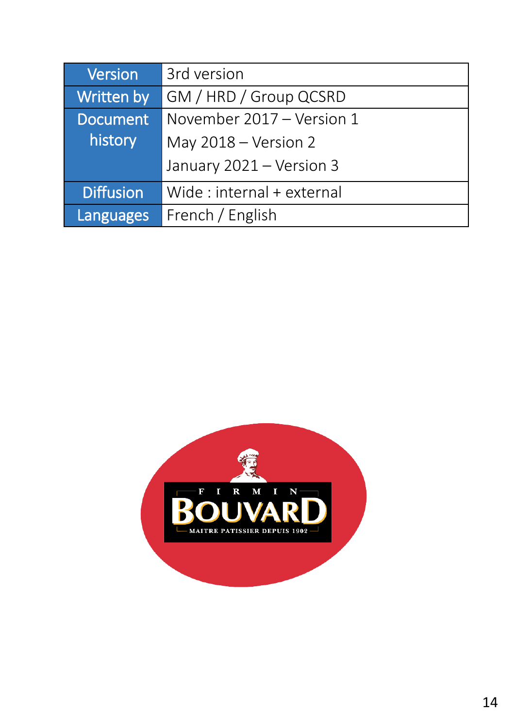| | |
|---|---|
| Version | 3rd version |
| Written by | GM / HRD / Group QCSRD |
| Document history | November 2017 – Version 1<br>May 2018 – Version 2<br>January 2021 – Version 3 |
| Diffusion | Wide : internal + external |
| Languages | French / English |

FIRMIN BOUVARD

MAITRE PATISSIER DEPUIS 1902